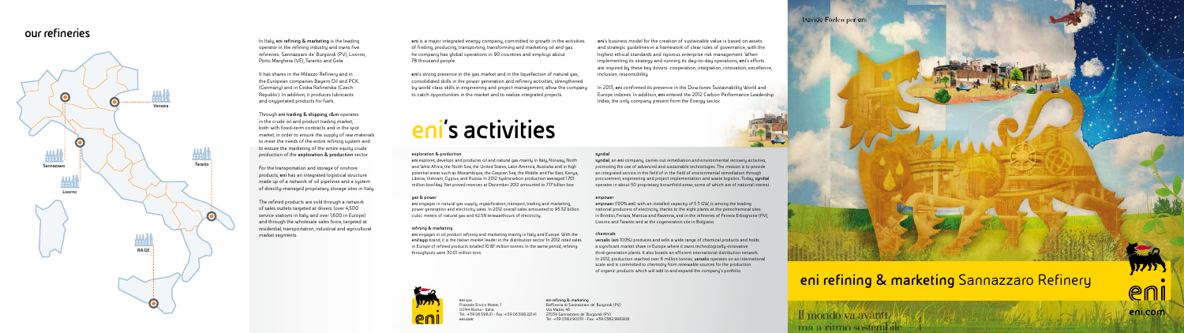## our refineries

Venezia

Sannazzaro

Taranto

Livorno

R.A.G.E.

In Italy, **eni refining & marketing** is the leading operator in the refining industry and owns five refineries: Sannazzaro de' Burgondi (PV), Livorno, Porto Marghera (VE), Taranto and Gela.

It has shares in the Milazzo Refinery and in the European companies Bayern Oil and PCK (Germany) and in Ceska Rafinerska (Czech Republic). In addition, it produces lubricants and oxygenated products for fuels.

Through **eni trading & shipping**, **r&m** operates in the crude oil and product trading market, both with fixed-term contracts and in the spot market, in order to ensure the supply of raw materials to meet the needs of the entire refining system and to ensure the marketing of the entire equity crude production of the **exploration & production** sector.

For the transportation and storage of onshore products, **eni** has an integrated logistical structure made up of a network of oil pipelines and a system of directly-managed proprietary storage sites in Italy.

The refined products are sold through a network of sales outlets targeted at drivers (over 4,500 service stations in Italy and over 1,600 in Europe) and through the wholesale sales force, targeted at residential, transportation, industrial and agricultural market segments.

**eni** is a major integrated energy company, committed to growth in the activities of finding, producing, transporting, transforming and marketing oil and gas. he company has global operations in 90 countries and employs about 78 thousand people.

**eni**'s strong presence in the gas market and in the liquefaction of natural gas, consolidated skills in the power generation and refinery activities, strengthened by world class skills in engineering and project management, allow the company to catch opportunities in the market and to realize integrated projects.

**eni**'s business model for the creation of sustainable value is based on assets and strategic guidelines in a framework of clear rules of governance, with the highest ethical standards and rigorous enterprise risk management. When implementing its strategy and running its day-to-day operations, **eni**'s efforts are inspired by these key drivers: cooperation, integration, innovation, excellence, inclusion, responsibility.

In 2013, **eni** confirmed its presence in the Dow Jones Sustainability World and Europe indexes. In addition, **eni** entered the 2012 Carbon Performance Leadership Index, the only company present from the Energy sector.

# eni's activities

### exploration & production

**eni** explores, develops and produces oil and natural gas mainly in Italy, Norway, North and West Africa, the North Sea, the United States, Latin America, Australia and in high potential areas such as Mozambique, the Caspian Sea, the Middle and Far East, Kenya, Liberia, Vietnam, Cyprus and Russia. In 2012 hydrocarbon production averaged 1,701 million boe/day. Net proved reserves at December 2012 amounted to 7.17 billion boe.

### gas & power

**eni** engages in natural gas supply, regasification, transport, trading and marketing, power generation and electricity sales. In 2012 overall sales amounted to 95.32 billion cubic meters of natural gas and 42.58 terawatthours of electricity.

### refining & marketing

**eni** engages in oil product refining and marketing mainly in Italy and Europe. With the **eni/agip** brand, it is the Italian market leader in the distribution sector. In 2012 retail sales in Europe of refined products totalled 10.87 million tonnes. In the same period, refining throughputs were 30.01 million tons.

### syndial

**syndial**, an **eni** company, carries out remediation and environmental recovery activities, promoting the use of advanced and sustainable technologies. The mission is to provide an integrated service in the field of in the field of environmental remediation through procurement, engineering and project implementation and waste logistics. Today, **syndial** operates in about 50 proprietary brownfield areas, some of which are of national interest.

### enipower

**enipower** (100% **eni**) with an installed capacity of 5.3 GW, is among the leading national producers of electricity, thanks to the eight plants at the petrochemical sites in Brindisi, Ferrara, Mantua and Ravenna, and in the refineries of Ferrera Erbognone (PV), Livorno and Taranto and at the cogeneration site in Bolgiano.

### chemicals

**versalis** (**eni** 100%) produces and sells a wide range of chemical products and holds a significant market share in Europe where it owns technologically-innovative third-generation plants. It also boasts an efficient international distribution network. In 2012, production reached over 6 million tonnes. **versalis** operates on an international scale and is committed to chemistry from renewable sources for the production of organic products which will add to and expand the company's portfolio.

**eni spa**
Piazzale Enrico Mattei, 1
00144 Roma - Italia
Tel. +39.06.59821 - Fax +39.06.598.22141
**eni.com**

**eni refining & marketing**
Raffineria di Sannazzaro de' Burgondi (PV)
Via Mattei, 46
27039 Sannazzaro de' Burgondi (PV)
Tel. +39.0382.90011 - Fax +39.0382.996908

Davide Forleo per eni

## eni refining & marketing Sannazzaro Refinery

Il mondo va avanti, ma a ritmo sostenibile

eni.com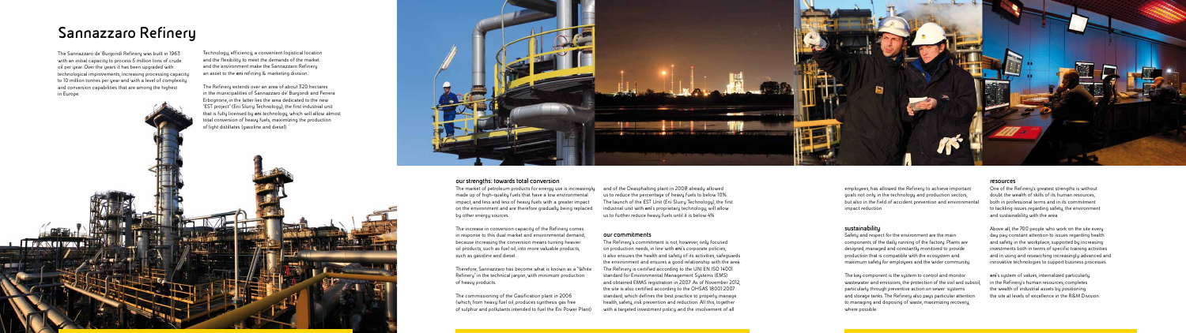# Sannazzaro Refinery

The Sannazzaro de' Burgondi Refinery was built in 1963 with an initial capacity to process 5 million tons of crude oil per year. Over the years it has been upgraded with technological improvements, increasing processing capacity to 10 million tonnes per year and with a level of complexity and conversion capabilities that are among the highest in Europe.

Technology, efficiency, a convenient logistical location and the flexibility to meet the demands of the market and the environment make the Sannazzaro Refinery an asset to the **eni** refining & marketing division.

The Refinery extends over an area of about 320 hectares in the municipalities of Sannazzaro de' Burgondi and Ferrera Erbognone, in the latter lies the area dedicated to the new "EST project" (Eni Slurry Technology), the first industrial unit that is fully licensed by **eni** technology, which will allow almost total conversion of heavy fuels, maximizing the production of light distillates (gasoline and diesel).

### our strengths: towards total conversion

The market of petroleum products for energy use is increasingly made up of high-quality fuels that have a low environmental impact, and less and less of heavy fuels with a greater impact on the environment and are therefore gradually being replaced by other energy sources.

The increase in conversion capacity of the Refinery comes in response to this dual market and environmental demand, because increasing the conversion means turning heavier oil products, such as fuel oil, into more valuable products, such as gasoline and diesel.

Therefore, Sannazzaro has become what is known as a "White Refinery" in the technical jargon, with minimum production of heavy products.

The commissioning of the Gasification plant in 2006 (which, from heavy fuel oil, produces synthesis gas free of sulphur and pollutants intended to fuel the Eni Power Plant) and of the Deasphalting plant in 2008 already allowed us to reduce the percentage of heavy fuels to below 10%. The launch of the EST Unit (Eni Slurry Technology), the first industrial unit with **eni**'s proprietary technology, will allow us to further reduce heavy fuels until it is below 4%.

### our commitments

The Refinery's commitment is not, however, only focused on production needs, in line with **eni**'s corporate policies; it also ensures the health and safety of its activities, safeguards the environment and ensures a good relationship with the area. The Refinery is certified according to the UNI EN ISO 14001 standard for Environmental Management Systems (EMS) and obtained EMAS registration in 2007. As of November 2012, the site is also certified according to the OHSAS 18001:2007 standard, which defines the best practice to properly manage health, safety, risk prevention and reduction. All this, together with a targeted investment policy and the involvement of all employees, has allowed the Refinery to achieve important goals not only in the technology and production sectors, but also in the field of accident prevention and environmental impact reduction.

### sustainability

Safety and respect for the environment are the main components of the daily running of the factory. Plants are designed, managed and constantly monitored to provide production that is compatible with the ecosystem and maximum safety for employees and the wider community.

The key component is the system to control and monitor wastewater and emissions, the protection of the soil and subsoil, particularly through preventive action on sewer systems and storage tanks. The Refinery also pays particular attention to managing and disposing of waste, maximizing recovery where possible.

### resources

One of the Refinery's greatest strengths is without doubt the wealth of skills of its human resources, both in professional terms and in its commitment to tackling issues regarding safety, the environment and sustainability with the area.

Above all, the 700 people who work on the site every day pay constant attention to issues regarding health and safety in the workplace, supported by increasing investments both in terms of specific training activities and in using and researching increasingly advanced and innovative technologies to support business processes.

**eni**'s system of values, internalized particularly in the Refinery's human resources, completes the wealth of industrial assets by positioning the site at levels of excellence in the R&M Division.